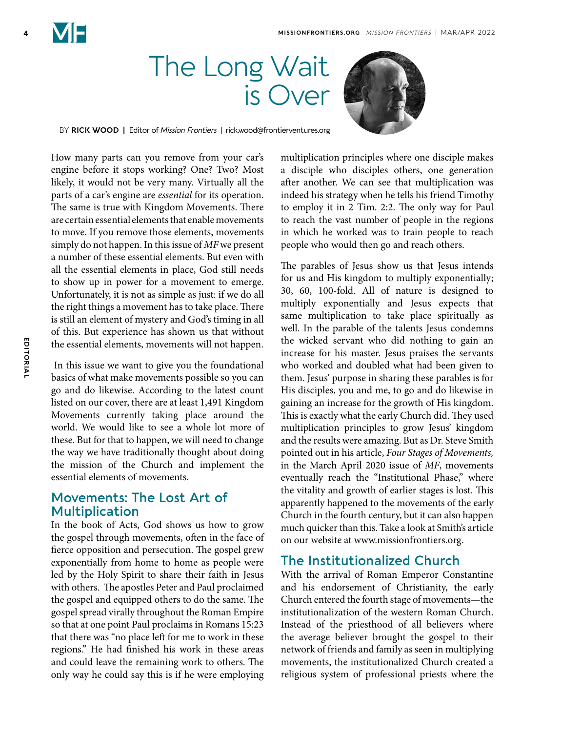# The Long Wait is Over

BY **RICK WOOD** | Editor of *Mission Frontiers* | rick.wood@frontierventures.org

How many parts can you remove from your car's engine before it stops working? One? Two? Most likely, it would not be very many. Virtually all the parts of a car's engine are *essential* for its operation. The same is true with Kingdom Movements. There are certain essential elements that enable movements to move. If you remove those elements, movements simply do not happen. In this issue of *MF* we present a number of these essential elements. But even with all the essential elements in place, God still needs to show up in power for a movement to emerge. Unfortunately, it is not as simple as just: if we do all the right things a movement has to take place. There is still an element of mystery and God's timing in all of this. But experience has shown us that without the essential elements, movements will not happen.

In this issue we want to give you the foundational basics of what make movements possible so you can go and do likewise. According to the latest count listed on our cover, there are at least 1,491 Kingdom Movements currently taking place around the world. We would like to see a whole lot more of these. But for that to happen, we will need to change the way we have traditionally thought about doing the mission of the Church and implement the essential elements of movements.

## Movements: The Lost Art of Multiplication

In the book of Acts, God shows us how to grow the gospel through movements, often in the face of fierce opposition and persecution. The gospel grew exponentially from home to home as people were led by the Holy Spirit to share their faith in Jesus with others. The apostles Peter and Paul proclaimed the gospel and equipped others to do the same. The gospel spread virally throughout the Roman Empire so that at one point Paul proclaims in Romans 15:23 that there was "no place left for me to work in these regions." He had finished his work in these areas and could leave the remaining work to others. The only way he could say this is if he were employing multiplication principles where one disciple makes a disciple who disciples others, one generation after another. We can see that multiplication was indeed his strategy when he tells his friend Timothy to employ it in 2 Tim. 2:2. The only way for Paul to reach the vast number of people in the regions in which he worked was to train people to reach people who would then go and reach others.

The parables of Jesus show us that Jesus intends for us and His kingdom to multiply exponentially; 30, 60, 100-fold. All of nature is designed to multiply exponentially and Jesus expects that same multiplication to take place spiritually as well. In the parable of the talents Jesus condemns the wicked servant who did nothing to gain an increase for his master. Jesus praises the servants who worked and doubled what had been given to them. Jesus' purpose in sharing these parables is for His disciples, you and me, to go and do likewise in gaining an increase for the growth of His kingdom. This is exactly what the early Church did. They used multiplication principles to grow Jesus' kingdom and the results were amazing. But as Dr. Steve Smith pointed out in his article, *Four Stages of Movements,* in the March April 2020 issue of *MF*, movements eventually reach the "Institutional Phase," where the vitality and growth of earlier stages is lost. This apparently happened to the movements of the early Church in the fourth century, but it can also happen much quicker than this. Take a look at Smith's article on our website at www.missionfrontiers.org.

## The Institutionalized Church

With the arrival of Roman Emperor Constantine and his endorsement of Christianity, the early Church entered the fourth stage of movements—the institutionalization of the western Roman Church. Instead of the priesthood of all believers where the average believer brought the gospel to their network of friends and family as seen in multiplying movements, the institutionalized Church created a religious system of professional priests where the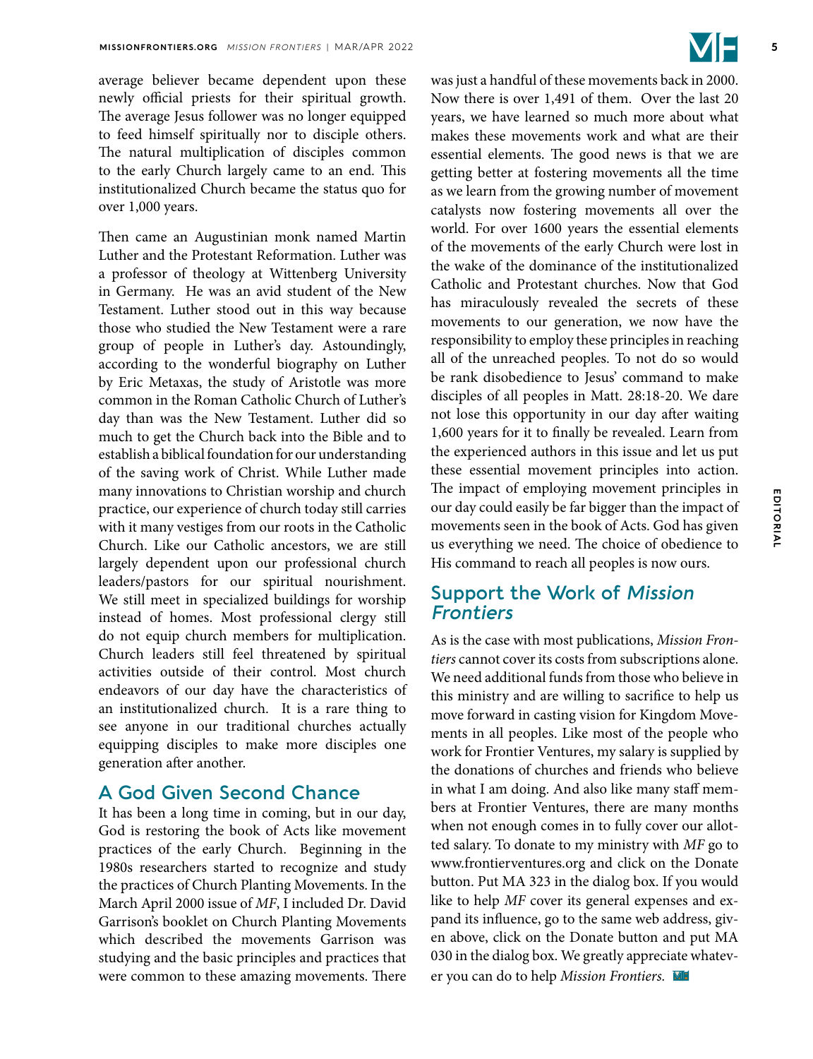average believer became dependent upon these newly official priests for their spiritual growth. The average Jesus follower was no longer equipped to feed himself spiritually nor to disciple others. The natural multiplication of disciples common to the early Church largely came to an end. This institutionalized Church became the status quo for over 1,000 years.

Then came an Augustinian monk named Martin Luther and the Protestant Reformation. Luther was a professor of theology at Wittenberg University in Germany. He was an avid student of the New Testament. Luther stood out in this way because those who studied the New Testament were a rare group of people in Luther's day. Astoundingly, according to the wonderful biography on Luther by Eric Metaxas, the study of Aristotle was more common in the Roman Catholic Church of Luther's day than was the New Testament. Luther did so much to get the Church back into the Bible and to establish a biblical foundation for our understanding of the saving work of Christ. While Luther made many innovations to Christian worship and church practice, our experience of church today still carries with it many vestiges from our roots in the Catholic Church. Like our Catholic ancestors, we are still largely dependent upon our professional church leaders/pastors for our spiritual nourishment. We still meet in specialized buildings for worship instead of homes. Most professional clergy still do not equip church members for multiplication. Church leaders still feel threatened by spiritual activities outside of their control. Most church endeavors of our day have the characteristics of an institutionalized church. It is a rare thing to see anyone in our traditional churches actually equipping disciples to make more disciples one generation after another.

## A God Given Second Chance

It has been a long time in coming, but in our day, God is restoring the book of Acts like movement practices of the early Church. Beginning in the 1980s researchers started to recognize and study the practices of Church Planting Movements. In the March April 2000 issue of *MF*, I included Dr. David Garrison's booklet on Church Planting Movements which described the movements Garrison was studying and the basic principles and practices that were common to these amazing movements. There was just a handful of these movements back in 2000. Now there is over 1,491 of them. Over the last 20 years, we have learned so much more about what makes these movements work and what are their essential elements. The good news is that we are getting better at fostering movements all the time as we learn from the growing number of movement catalysts now fostering movements all over the world. For over 1600 years the essential elements of the movements of the early Church were lost in the wake of the dominance of the institutionalized Catholic and Protestant churches. Now that God has miraculously revealed the secrets of these movements to our generation, we now have the responsibility to employ these principles in reaching all of the unreached peoples. To not do so would be rank disobedience to Jesus' command to make disciples of all peoples in Matt. 28:18-20. We dare not lose this opportunity in our day after waiting 1,600 years for it to finally be revealed. Learn from the experienced authors in this issue and let us put these essential movement principles into action. The impact of employing movement principles in our day could easily be far bigger than the impact of movements seen in the book of Acts. God has given us everything we need. The choice of obedience to His command to reach all peoples is now ours.

## Support the Work of *Mission Frontiers*

As is the case with most publications, *Mission Frontiers* cannot cover its costs from subscriptions alone. We need additional funds from those who believe in this ministry and are willing to sacrifice to help us move forward in casting vision for Kingdom Movements in all peoples. Like most of the people who work for Frontier Ventures, my salary is supplied by the donations of churches and friends who believe in what I am doing. And also like many staff members at Frontier Ventures, there are many months when not enough comes in to fully cover our allotted salary. To donate to my ministry with *MF* go to www.frontierventures.org and click on the Donate button. Put MA 323 in the dialog box. If you would like to help *MF* cover its general expenses and expand its influence, go to the same web address, given above, click on the Donate button and put MA 030 in the dialog box. We greatly appreciate whatever you can do to help *Mission Frontiers*.